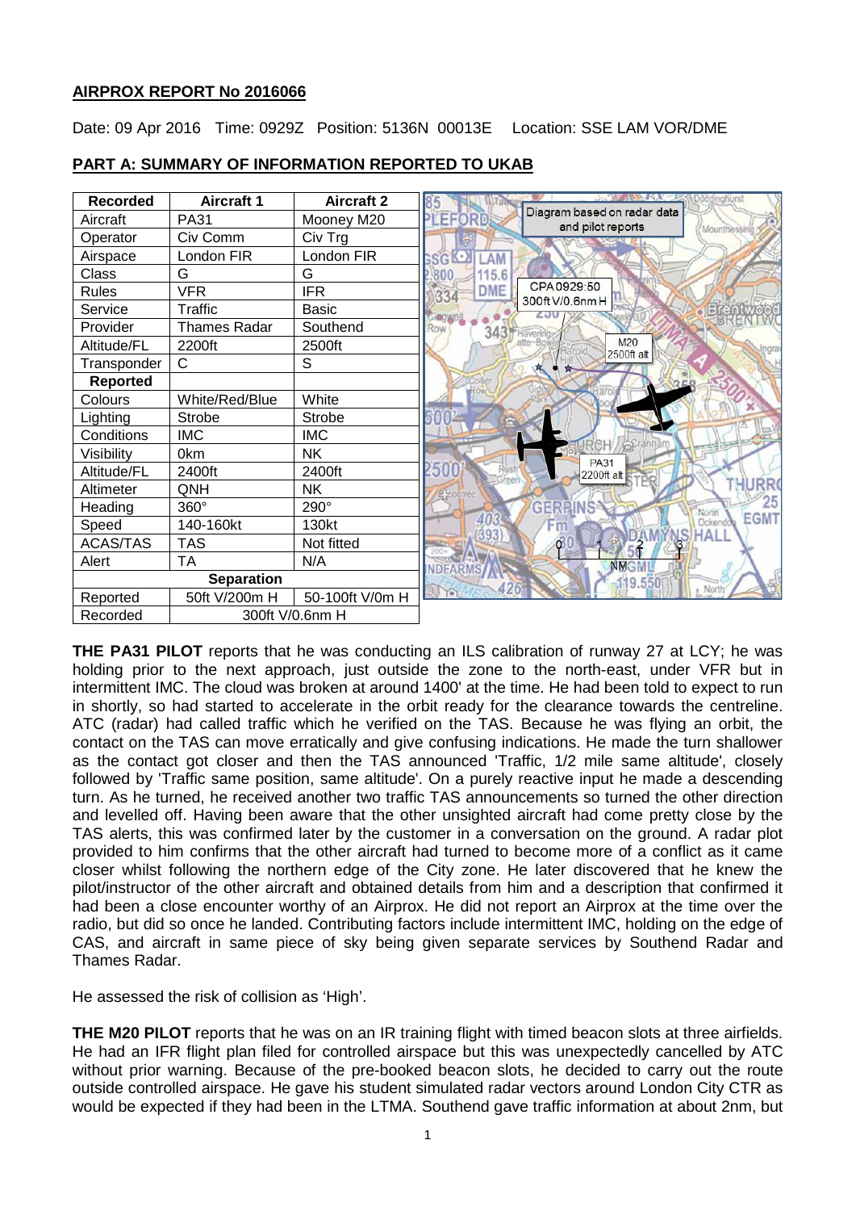**AIRPROX REPORT No 2016066**

Date: 09 Apr 2016 Time: 0929Z Position: 5136N 00013E Location: SSE LAM VOR/DME

**PART A: SUMMARY OF INFORMATION REPORTED TO UKAB**

| Recorded | Aircraft 1 | Aircraft 2 |
|---|---|---|
| Aircraft | PA31 | Mooney M20 |
| Operator | Civ Comm | Civ Trg |
| Airspace | London FIR | London FIR |
| Class | G | G |
| Rules | VFR | IFR |
| Service | Traffic | Basic |
| Provider | Thames Radar | Southend |
| Altitude/FL | 2200ft | 2500ft |
| Transponder | C | S |
| **Reported** | | |
| Colours | White/Red/Blue | White |
| Lighting | Strobe | Strobe |
| Conditions | IMC | IMC |
| Visibility | 0km | NK |
| Altitude/FL | 2400ft | 2400ft |
| Altimeter | QNH | NK |
| Heading | 360° | 290° |
| Speed | 140-160kt | 130kt |
| ACAS/TAS | TAS | Not fitted |
| Alert | TA | N/A |
| **Separation** | | |
| Reported | 50ft V/200m H | 50-100ft V/0m H |
| Recorded | 300ft V/0.6nm H | |

Diagram based on radar data and pilot reports

CPA 0929:50 300ft V/0.6nm H

M20 2500ft alt

PA31 2200ft alt

**THE PA31 PILOT** reports that he was conducting an ILS calibration of runway 27 at LCY; he was holding prior to the next approach, just outside the zone to the north-east, under VFR but in intermittent IMC. The cloud was broken at around 1400' at the time. He had been told to expect to run in shortly, so had started to accelerate in the orbit ready for the clearance towards the centreline. ATC (radar) had called traffic which he verified on the TAS. Because he was flying an orbit, the contact on the TAS can move erratically and give confusing indications. He made the turn shallower as the contact got closer and then the TAS announced 'Traffic, 1/2 mile same altitude', closely followed by 'Traffic same position, same altitude'. On a purely reactive input he made a descending turn. As he turned, he received another two traffic TAS announcements so turned the other direction and levelled off. Having been aware that the other unsighted aircraft had come pretty close by the TAS alerts, this was confirmed later by the customer in a conversation on the ground. A radar plot provided to him confirms that the other aircraft had turned to become more of a conflict as it came closer whilst following the northern edge of the City zone. He later discovered that he knew the pilot/instructor of the other aircraft and obtained details from him and a description that confirmed it had been a close encounter worthy of an Airprox. He did not report an Airprox at the time over the radio, but did so once he landed. Contributing factors include intermittent IMC, holding on the edge of CAS, and aircraft in same piece of sky being given separate services by Southend Radar and Thames Radar.

He assessed the risk of collision as 'High'.

**THE M20 PILOT** reports that he was on an IR training flight with timed beacon slots at three airfields. He had an IFR flight plan filed for controlled airspace but this was unexpectedly cancelled by ATC without prior warning. Because of the pre-booked beacon slots, he decided to carry out the route outside controlled airspace. He gave his student simulated radar vectors around London City CTR as would be expected if they had been in the LTMA. Southend gave traffic information at about 2nm, but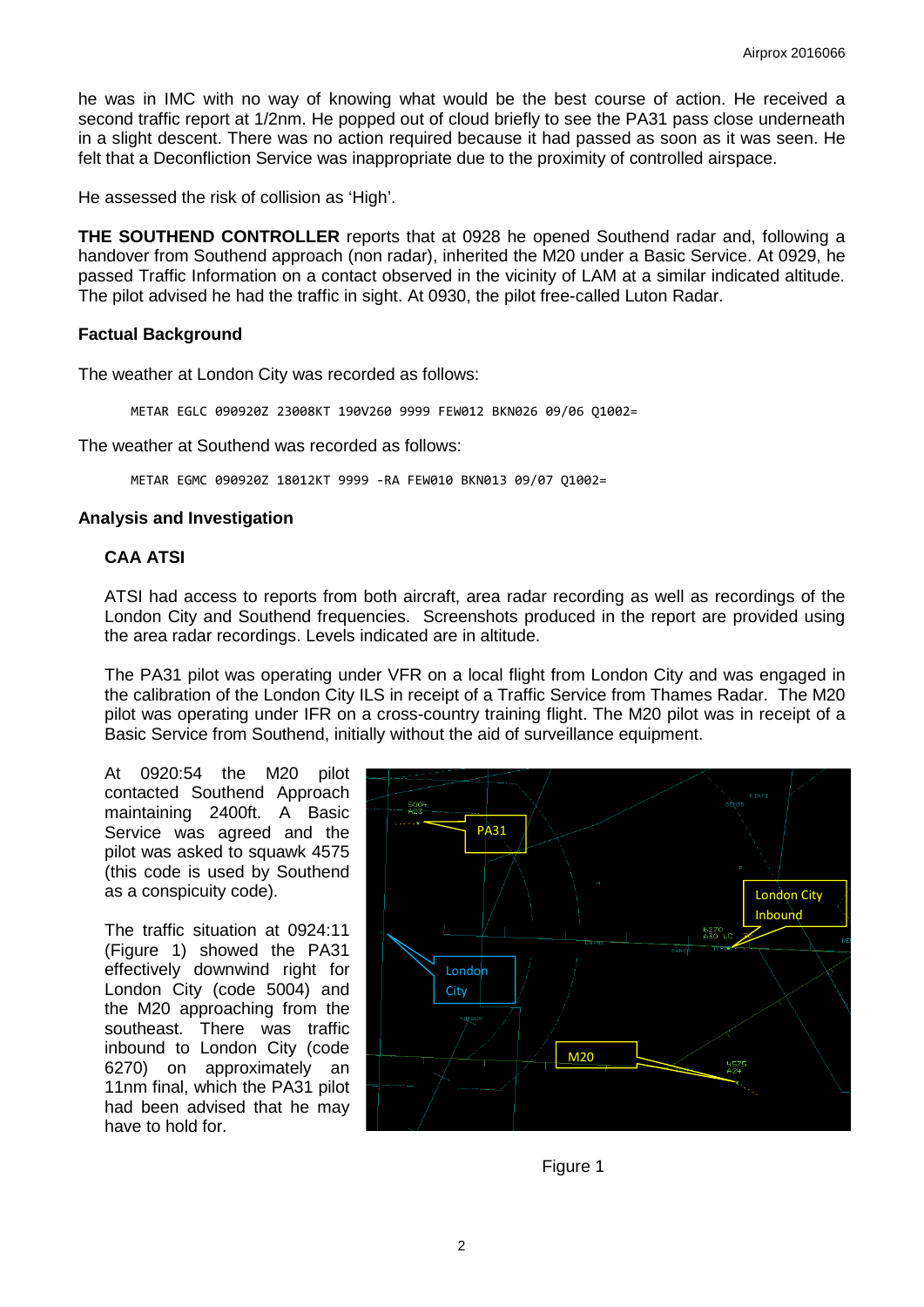he was in IMC with no way of knowing what would be the best course of action. He received a second traffic report at 1/2nm. He popped out of cloud briefly to see the PA31 pass close underneath in a slight descent. There was no action required because it had passed as soon as it was seen. He felt that a Deconfliction Service was inappropriate due to the proximity of controlled airspace.

He assessed the risk of collision as 'High'.

**THE SOUTHEND CONTROLLER** reports that at 0928 he opened Southend radar and, following a handover from Southend approach (non radar), inherited the M20 under a Basic Service. At 0929, he passed Traffic Information on a contact observed in the vicinity of LAM at a similar indicated altitude. The pilot advised he had the traffic in sight. At 0930, the pilot free-called Luton Radar.

### Factual Background

The weather at London City was recorded as follows:

```
METAR EGLC 090920Z 23008KT 190V260 9999 FEW012 BKN026 09/06 Q1002=
```

The weather at Southend was recorded as follows:

```
METAR EGMC 090920Z 18012KT 9999 -RA FEW010 BKN013 09/07 Q1002=
```

### Analysis and Investigation

#### CAA ATSI

ATSI had access to reports from both aircraft, area radar recording as well as recordings of the London City and Southend frequencies. Screenshots produced in the report are provided using the area radar recordings. Levels indicated are in altitude.

The PA31 pilot was operating under VFR on a local flight from London City and was engaged in the calibration of the London City ILS in receipt of a Traffic Service from Thames Radar. The M20 pilot was operating under IFR on a cross-country training flight. The M20 pilot was in receipt of a Basic Service from Southend, initially without the aid of surveillance equipment.

At 0920:54 the M20 pilot contacted Southend Approach maintaining 2400ft. A Basic Service was agreed and the pilot was asked to squawk 4575 (this code is used by Southend as a conspicuity code).

The traffic situation at 0924:11 (Figure 1) showed the PA31 effectively downwind right for London City (code 5004) and the M20 approaching from the southeast. There was traffic inbound to London City (code 6270) on approximately an 11nm final, which the PA31 pilot had been advised that he may have to hold for.

Figure 1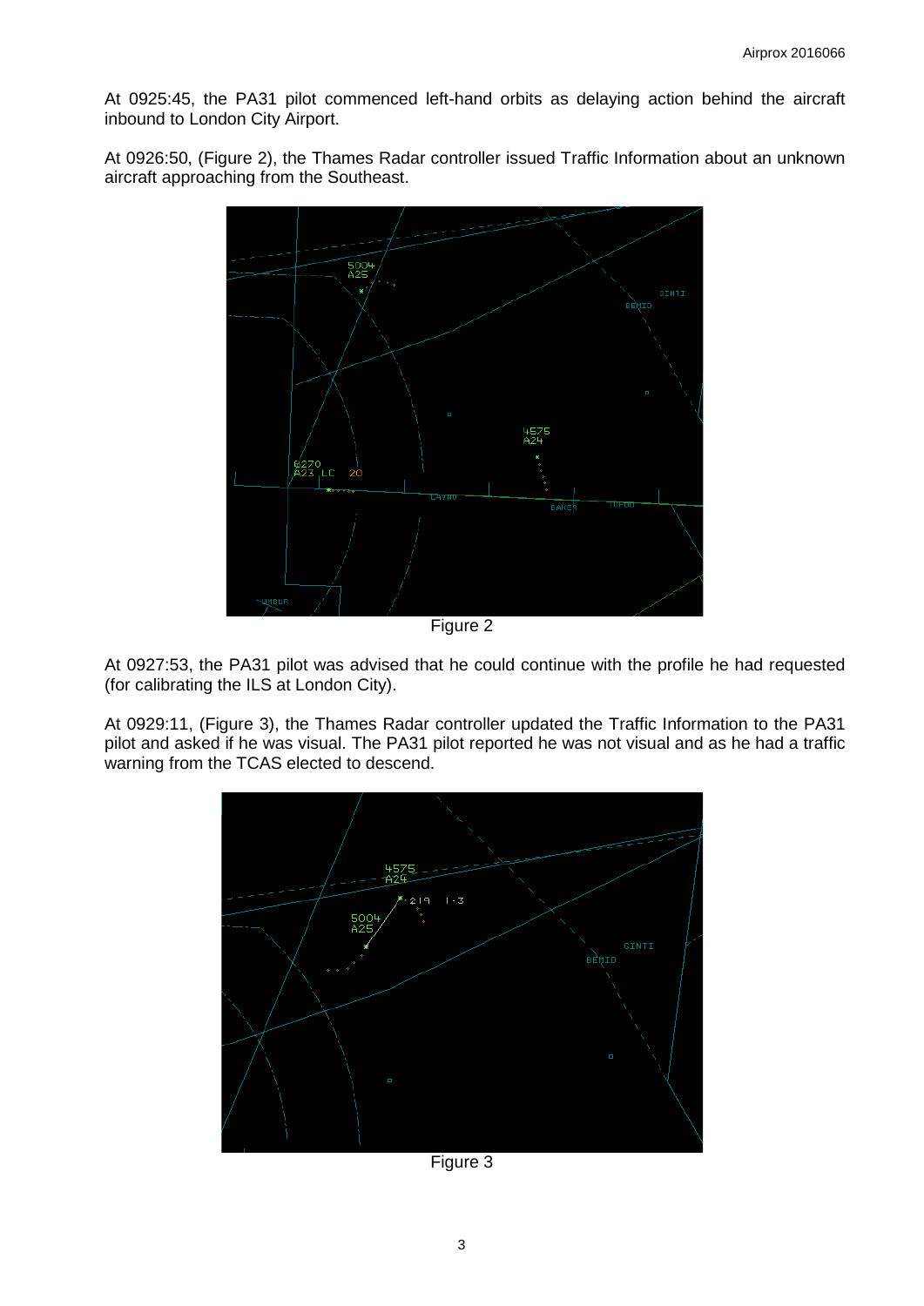At 0925:45, the PA31 pilot commenced left-hand orbits as delaying action behind the aircraft inbound to London City Airport.

At 0926:50, (Figure 2), the Thames Radar controller issued Traffic Information about an unknown aircraft approaching from the Southeast.

Figure 2

At 0927:53, the PA31 pilot was advised that he could continue with the profile he had requested (for calibrating the ILS at London City).

At 0929:11, (Figure 3), the Thames Radar controller updated the Traffic Information to the PA31 pilot and asked if he was visual. The PA31 pilot reported he was not visual and as he had a traffic warning from the TCAS elected to descend.

Figure 3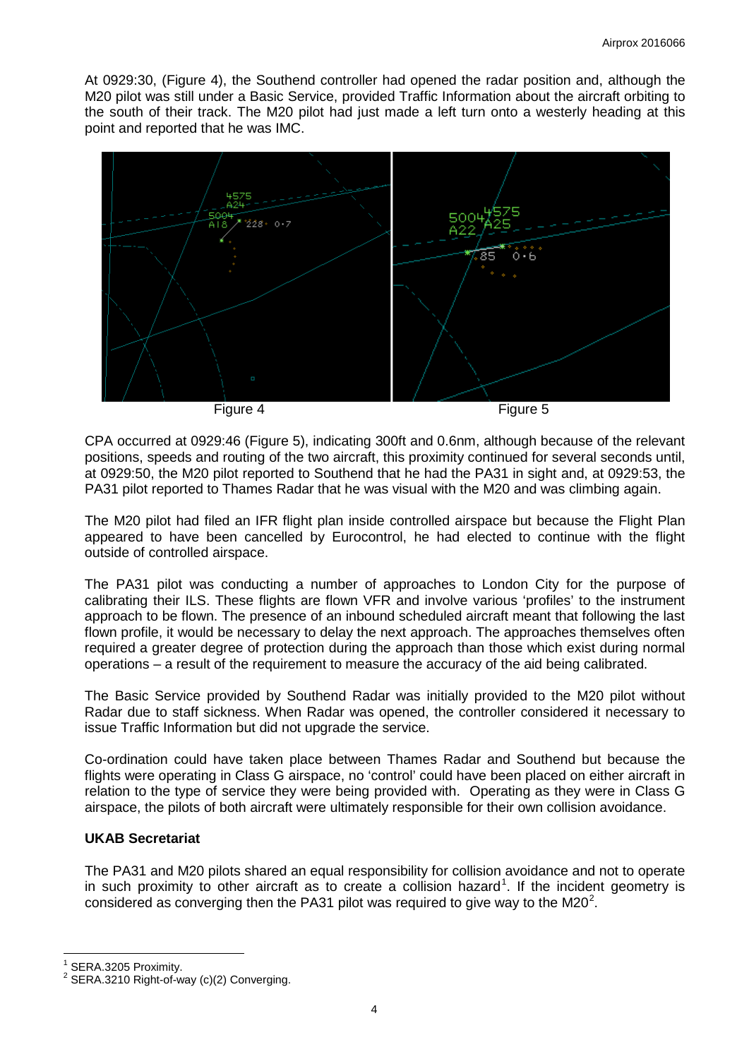At 0929:30, (Figure 4), the Southend controller had opened the radar position and, although the M20 pilot was still under a Basic Service, provided Traffic Information about the aircraft orbiting to the south of their track. The M20 pilot had just made a left turn onto a westerly heading at this point and reported that he was IMC.

Figure 4 Figure 5

CPA occurred at 0929:46 (Figure 5), indicating 300ft and 0.6nm, although because of the relevant positions, speeds and routing of the two aircraft, this proximity continued for several seconds until, at 0929:50, the M20 pilot reported to Southend that he had the PA31 in sight and, at 0929:53, the PA31 pilot reported to Thames Radar that he was visual with the M20 and was climbing again.

The M20 pilot had filed an IFR flight plan inside controlled airspace but because the Flight Plan appeared to have been cancelled by Eurocontrol, he had elected to continue with the flight outside of controlled airspace.

The PA31 pilot was conducting a number of approaches to London City for the purpose of calibrating their ILS. These flights are flown VFR and involve various 'profiles' to the instrument approach to be flown. The presence of an inbound scheduled aircraft meant that following the last flown profile, it would be necessary to delay the next approach. The approaches themselves often required a greater degree of protection during the approach than those which exist during normal operations – a result of the requirement to measure the accuracy of the aid being calibrated.

The Basic Service provided by Southend Radar was initially provided to the M20 pilot without Radar due to staff sickness. When Radar was opened, the controller considered it necessary to issue Traffic Information but did not upgrade the service.

Co-ordination could have taken place between Thames Radar and Southend but because the flights were operating in Class G airspace, no 'control' could have been placed on either aircraft in relation to the type of service they were being provided with. Operating as they were in Class G airspace, the pilots of both aircraft were ultimately responsible for their own collision avoidance.

**UKAB Secretariat**

The PA31 and M20 pilots shared an equal responsibility for collision avoidance and not to operate in such proximity to other aircraft as to create a collision hazard[1]. If the incident geometry is considered as converging then the PA31 pilot was required to give way to the M20[2].

[1] SERA.3205 Proximity.

[2] SERA.3210 Right-of-way (c)(2) Converging.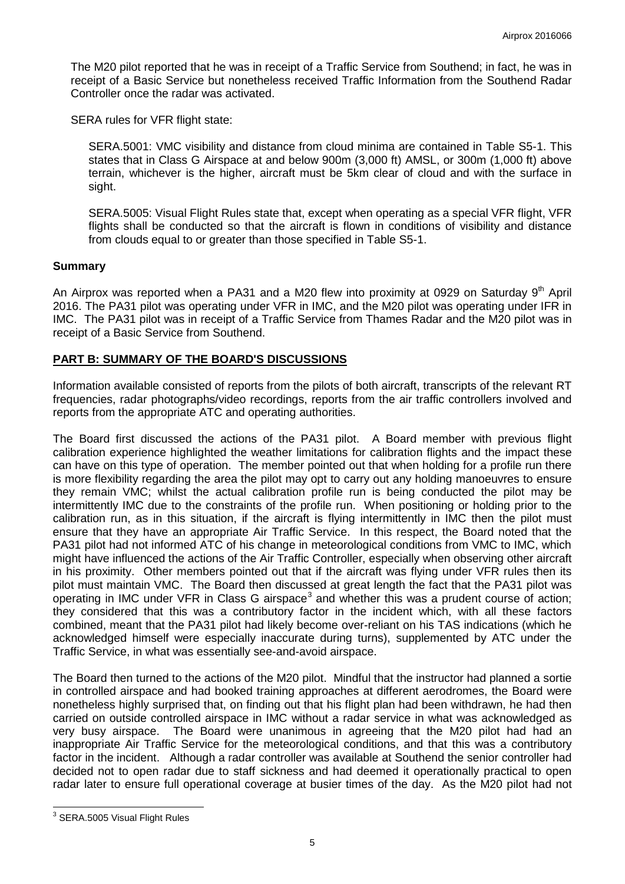The M20 pilot reported that he was in receipt of a Traffic Service from Southend; in fact, he was in receipt of a Basic Service but nonetheless received Traffic Information from the Southend Radar Controller once the radar was activated.

SERA rules for VFR flight state:

> SERA.5001: VMC visibility and distance from cloud minima are contained in Table S5-1. This states that in Class G Airspace at and below 900m (3,000 ft) AMSL, or 300m (1,000 ft) above terrain, whichever is the higher, aircraft must be 5km clear of cloud and with the surface in sight.
>
> SERA.5005: Visual Flight Rules state that, except when operating as a special VFR flight, VFR flights shall be conducted so that the aircraft is flown in conditions of visibility and distance from clouds equal to or greater than those specified in Table S5-1.

## Summary

An Airprox was reported when a PA31 and a M20 flew into proximity at 0929 on Saturday 9th April 2016. The PA31 pilot was operating under VFR in IMC, and the M20 pilot was operating under IFR in IMC. The PA31 pilot was in receipt of a Traffic Service from Thames Radar and the M20 pilot was in receipt of a Basic Service from Southend.

## PART B: SUMMARY OF THE BOARD'S DISCUSSIONS

Information available consisted of reports from the pilots of both aircraft, transcripts of the relevant RT frequencies, radar photographs/video recordings, reports from the air traffic controllers involved and reports from the appropriate ATC and operating authorities.

The Board first discussed the actions of the PA31 pilot. A Board member with previous flight calibration experience highlighted the weather limitations for calibration flights and the impact these can have on this type of operation. The member pointed out that when holding for a profile run there is more flexibility regarding the area the pilot may opt to carry out any holding manoeuvres to ensure they remain VMC; whilst the actual calibration profile run is being conducted the pilot may be intermittently IMC due to the constraints of the profile run. When positioning or holding prior to the calibration run, as in this situation, if the aircraft is flying intermittently in IMC then the pilot must ensure that they have an appropriate Air Traffic Service. In this respect, the Board noted that the PA31 pilot had not informed ATC of his change in meteorological conditions from VMC to IMC, which might have influenced the actions of the Air Traffic Controller, especially when observing other aircraft in his proximity. Other members pointed out that if the aircraft was flying under VFR rules then its pilot must maintain VMC. The Board then discussed at great length the fact that the PA31 pilot was operating in IMC under VFR in Class G airspace[3] and whether this was a prudent course of action; they considered that this was a contributory factor in the incident which, with all these factors combined, meant that the PA31 pilot had likely become over-reliant on his TAS indications (which he acknowledged himself were especially inaccurate during turns), supplemented by ATC under the Traffic Service, in what was essentially see-and-avoid airspace.

The Board then turned to the actions of the M20 pilot. Mindful that the instructor had planned a sortie in controlled airspace and had booked training approaches at different aerodromes, the Board were nonetheless highly surprised that, on finding out that his flight plan had been withdrawn, he had then carried on outside controlled airspace in IMC without a radar service in what was acknowledged as very busy airspace. The Board were unanimous in agreeing that the M20 pilot had had an inappropriate Air Traffic Service for the meteorological conditions, and that this was a contributory factor in the incident. Although a radar controller was available at Southend the senior controller had decided not to open radar due to staff sickness and had deemed it operationally practical to open radar later to ensure full operational coverage at busier times of the day. As the M20 pilot had not

---

[3] SERA.5005 Visual Flight Rules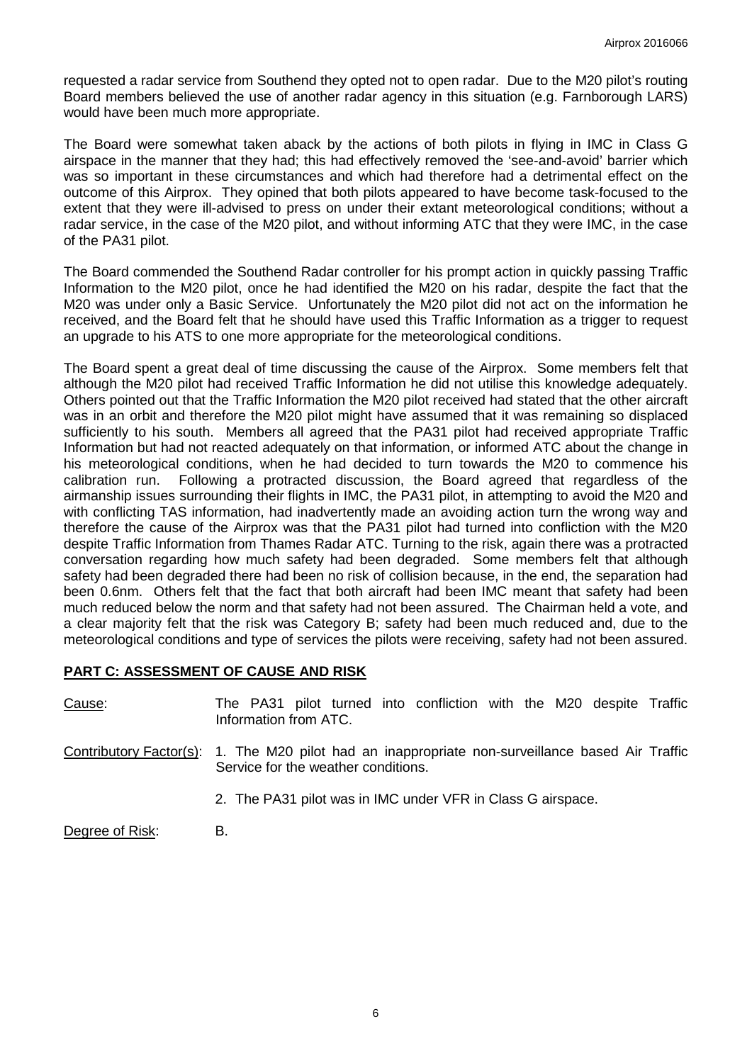requested a radar service from Southend they opted not to open radar. Due to the M20 pilot's routing Board members believed the use of another radar agency in this situation (e.g. Farnborough LARS) would have been much more appropriate.

The Board were somewhat taken aback by the actions of both pilots in flying in IMC in Class G airspace in the manner that they had; this had effectively removed the 'see-and-avoid' barrier which was so important in these circumstances and which had therefore had a detrimental effect on the outcome of this Airprox. They opined that both pilots appeared to have become task-focused to the extent that they were ill-advised to press on under their extant meteorological conditions; without a radar service, in the case of the M20 pilot, and without informing ATC that they were IMC, in the case of the PA31 pilot.

The Board commended the Southend Radar controller for his prompt action in quickly passing Traffic Information to the M20 pilot, once he had identified the M20 on his radar, despite the fact that the M20 was under only a Basic Service. Unfortunately the M20 pilot did not act on the information he received, and the Board felt that he should have used this Traffic Information as a trigger to request an upgrade to his ATS to one more appropriate for the meteorological conditions.

The Board spent a great deal of time discussing the cause of the Airprox. Some members felt that although the M20 pilot had received Traffic Information he did not utilise this knowledge adequately. Others pointed out that the Traffic Information the M20 pilot received had stated that the other aircraft was in an orbit and therefore the M20 pilot might have assumed that it was remaining so displaced sufficiently to his south. Members all agreed that the PA31 pilot had received appropriate Traffic Information but had not reacted adequately on that information, or informed ATC about the change in his meteorological conditions, when he had decided to turn towards the M20 to commence his calibration run. Following a protracted discussion, the Board agreed that regardless of the airmanship issues surrounding their flights in IMC, the PA31 pilot, in attempting to avoid the M20 and with conflicting TAS information, had inadvertently made an avoiding action turn the wrong way and therefore the cause of the Airprox was that the PA31 pilot had turned into confliction with the M20 despite Traffic Information from Thames Radar ATC. Turning to the risk, again there was a protracted conversation regarding how much safety had been degraded. Some members felt that although safety had been degraded there had been no risk of collision because, in the end, the separation had been 0.6nm. Others felt that the fact that both aircraft had been IMC meant that safety had been much reduced below the norm and that safety had not been assured. The Chairman held a vote, and a clear majority felt that the risk was Category B; safety had been much reduced and, due to the meteorological conditions and type of services the pilots were receiving, safety had not been assured.

## PART C: ASSESSMENT OF CAUSE AND RISK

Cause: The PA31 pilot turned into confliction with the M20 despite Traffic Information from ATC.

Contributory Factor(s):
1. The M20 pilot had an inappropriate non-surveillance based Air Traffic Service for the weather conditions.
2. The PA31 pilot was in IMC under VFR in Class G airspace.

Degree of Risk: B.